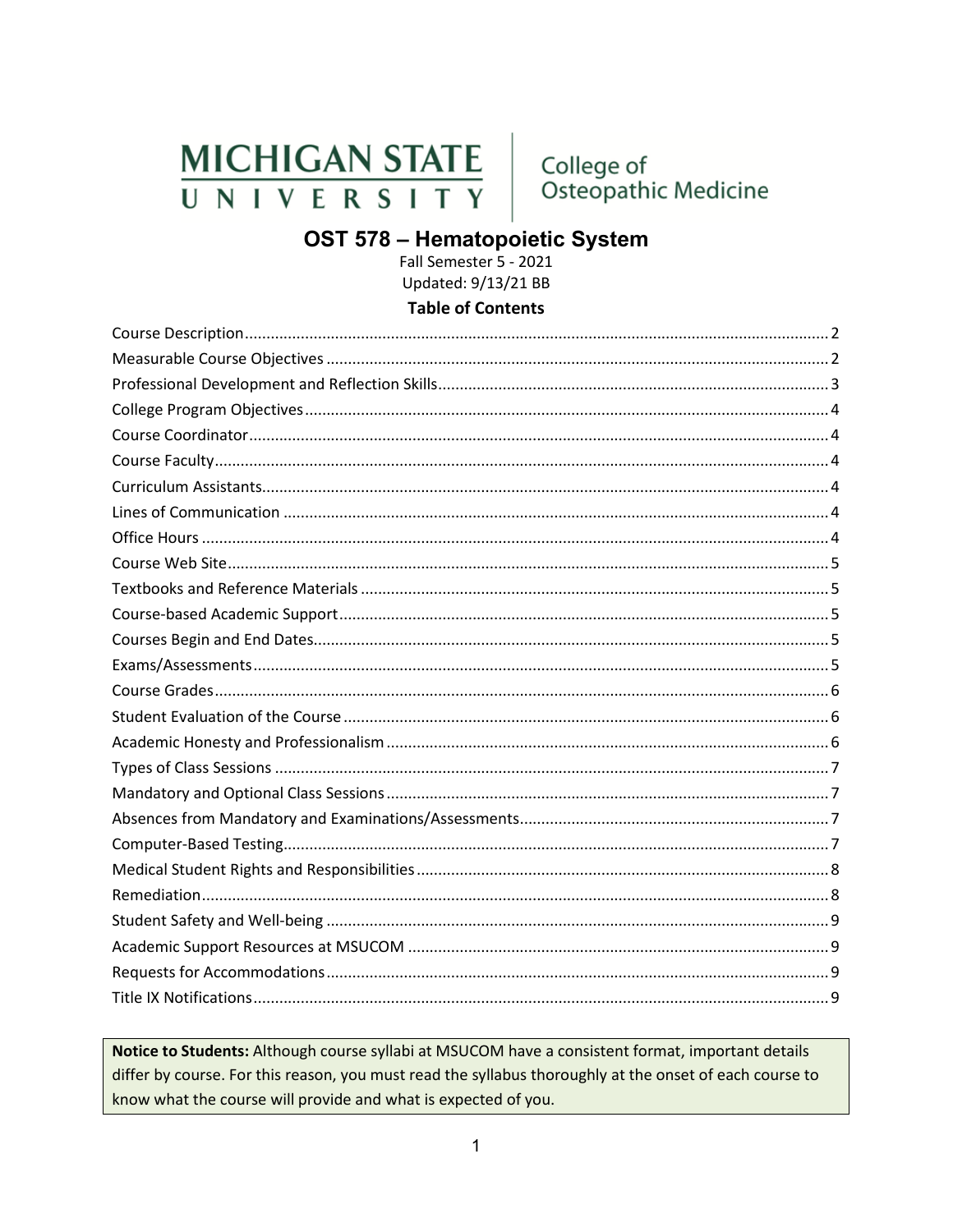MICHIGAN STATE UNIVERSITY | College of Osteopathic Medicine

# OST 578 – Hematopoietic System

Fall Semester 5 - 2021
Updated: 9/13/21 BB

**Table of Contents**

Course Description....2
Measurable Course Objectives....2
Professional Development and Reflection Skills....3
College Program Objectives....4
Course Coordinator....4
Course Faculty....4
Curriculum Assistants....4
Lines of Communication....4
Office Hours....4
Course Web Site....5
Textbooks and Reference Materials....5
Course-based Academic Support....5
Courses Begin and End Dates....5
Exams/Assessments....5
Course Grades....6
Student Evaluation of the Course....6
Academic Honesty and Professionalism....6
Types of Class Sessions....7
Mandatory and Optional Class Sessions....7
Absences from Mandatory and Examinations/Assessments....7
Computer-Based Testing....7
Medical Student Rights and Responsibilities....8
Remediation....8
Student Safety and Well-being....9
Academic Support Resources at MSUCOM....9
Requests for Accommodations....9
Title IX Notifications....9

**Notice to Students:** Although course syllabi at MSUCOM have a consistent format, important details differ by course. For this reason, you must read the syllabus thoroughly at the onset of each course to know what the course will provide and what is expected of you.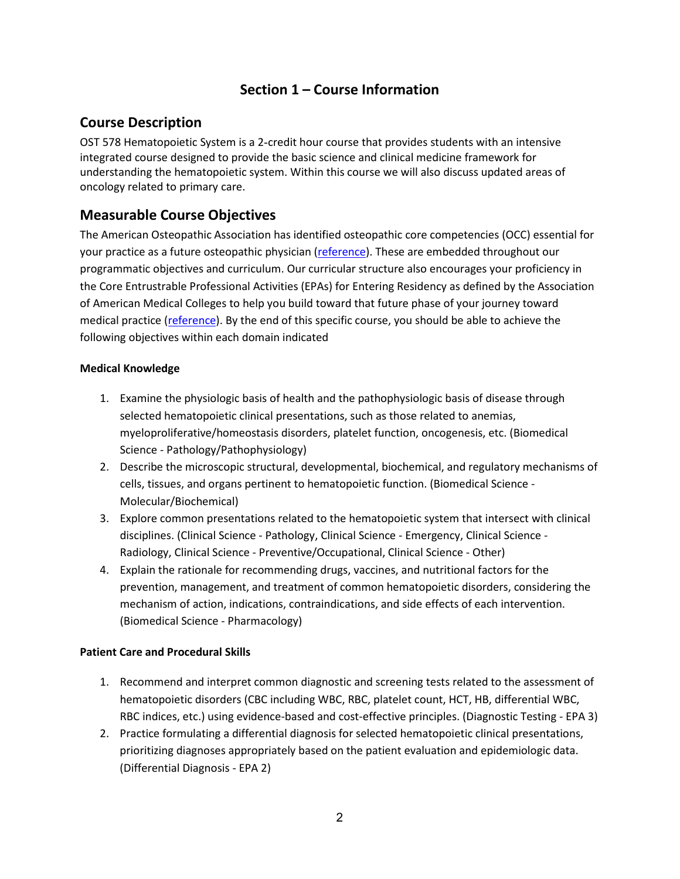# Section 1 – Course Information

## Course Description

OST 578 Hematopoietic System is a 2-credit hour course that provides students with an intensive integrated course designed to provide the basic science and clinical medicine framework for understanding the hematopoietic system. Within this course we will also discuss updated areas of oncology related to primary care.

## Measurable Course Objectives

The American Osteopathic Association has identified osteopathic core competencies (OCC) essential for your practice as a future osteopathic physician (reference). These are embedded throughout our programmatic objectives and curriculum. Our curricular structure also encourages your proficiency in the Core Entrustable Professional Activities (EPAs) for Entering Residency as defined by the Association of American Medical Colleges to help you build toward that future phase of your journey toward medical practice (reference). By the end of this specific course, you should be able to achieve the following objectives within each domain indicated

**Medical Knowledge**

1. Examine the physiologic basis of health and the pathophysiologic basis of disease through selected hematopoietic clinical presentations, such as those related to anemias, myeloproliferative/homeostasis disorders, platelet function, oncogenesis, etc. (Biomedical Science - Pathology/Pathophysiology)
2. Describe the microscopic structural, developmental, biochemical, and regulatory mechanisms of cells, tissues, and organs pertinent to hematopoietic function. (Biomedical Science - Molecular/Biochemical)
3. Explore common presentations related to the hematopoietic system that intersect with clinical disciplines. (Clinical Science - Pathology, Clinical Science - Emergency, Clinical Science - Radiology, Clinical Science - Preventive/Occupational, Clinical Science - Other)
4. Explain the rationale for recommending drugs, vaccines, and nutritional factors for the prevention, management, and treatment of common hematopoietic disorders, considering the mechanism of action, indications, contraindications, and side effects of each intervention. (Biomedical Science - Pharmacology)

**Patient Care and Procedural Skills**

1. Recommend and interpret common diagnostic and screening tests related to the assessment of hematopoietic disorders (CBC including WBC, RBC, platelet count, HCT, HB, differential WBC, RBC indices, etc.) using evidence-based and cost-effective principles. (Diagnostic Testing - EPA 3)
2. Practice formulating a differential diagnosis for selected hematopoietic clinical presentations, prioritizing diagnoses appropriately based on the patient evaluation and epidemiologic data. (Differential Diagnosis - EPA 2)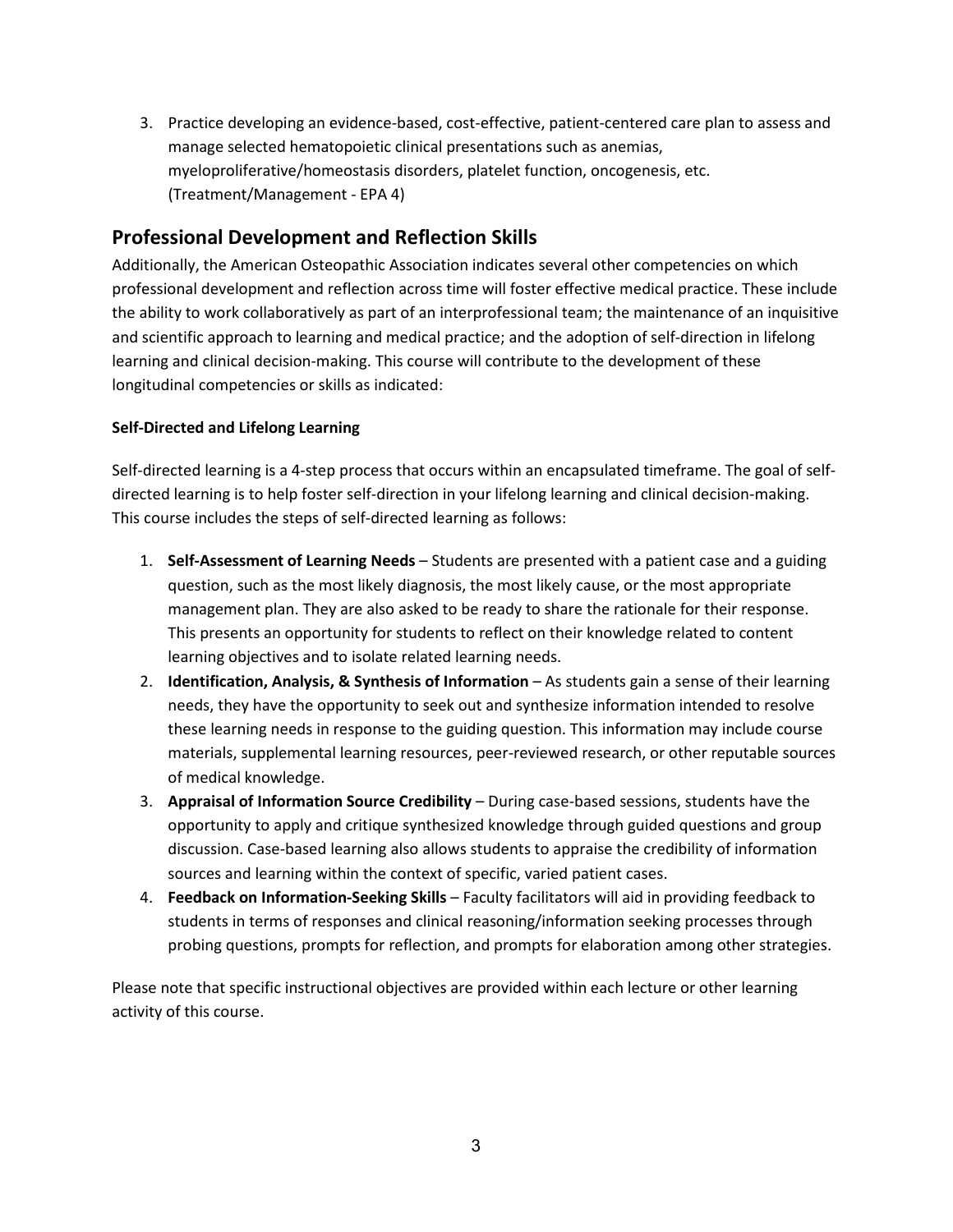3. Practice developing an evidence-based, cost-effective, patient-centered care plan to assess and manage selected hematopoietic clinical presentations such as anemias, myeloproliferative/homeostasis disorders, platelet function, oncogenesis, etc. (Treatment/Management - EPA 4)

## Professional Development and Reflection Skills

Additionally, the American Osteopathic Association indicates several other competencies on which professional development and reflection across time will foster effective medical practice. These include the ability to work collaboratively as part of an interprofessional team; the maintenance of an inquisitive and scientific approach to learning and medical practice; and the adoption of self-direction in lifelong learning and clinical decision-making. This course will contribute to the development of these longitudinal competencies or skills as indicated:

**Self-Directed and Lifelong Learning**

Self-directed learning is a 4-step process that occurs within an encapsulated timeframe. The goal of self-directed learning is to help foster self-direction in your lifelong learning and clinical decision-making. This course includes the steps of self-directed learning as follows:

1. **Self-Assessment of Learning Needs** – Students are presented with a patient case and a guiding question, such as the most likely diagnosis, the most likely cause, or the most appropriate management plan. They are also asked to be ready to share the rationale for their response. This presents an opportunity for students to reflect on their knowledge related to content learning objectives and to isolate related learning needs.
2. **Identification, Analysis, & Synthesis of Information** – As students gain a sense of their learning needs, they have the opportunity to seek out and synthesize information intended to resolve these learning needs in response to the guiding question. This information may include course materials, supplemental learning resources, peer-reviewed research, or other reputable sources of medical knowledge.
3. **Appraisal of Information Source Credibility** – During case-based sessions, students have the opportunity to apply and critique synthesized knowledge through guided questions and group discussion. Case-based learning also allows students to appraise the credibility of information sources and learning within the context of specific, varied patient cases.
4. **Feedback on Information-Seeking Skills** – Faculty facilitators will aid in providing feedback to students in terms of responses and clinical reasoning/information seeking processes through probing questions, prompts for reflection, and prompts for elaboration among other strategies.

Please note that specific instructional objectives are provided within each lecture or other learning activity of this course.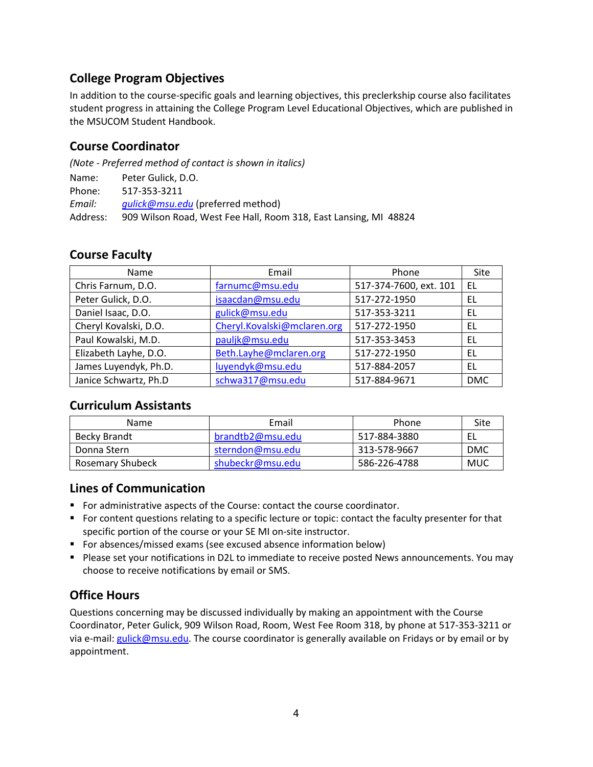## College Program Objectives

In addition to the course-specific goals and learning objectives, this preclerkship course also facilitates student progress in attaining the College Program Level Educational Objectives, which are published in the MSUCOM Student Handbook.

## Course Coordinator

*(Note - Preferred method of contact is shown in italics)*

Name: Peter Gulick, D.O.
Phone: 517-353-3211
*Email:* *gulick@msu.edu* (preferred method)
Address: 909 Wilson Road, West Fee Hall, Room 318, East Lansing, MI 48824

## Course Faculty

| Name | Email | Phone | Site |
|---|---|---|---|
| Chris Farnum, D.O. | farnumc@msu.edu | 517-374-7600, ext. 101 | EL |
| Peter Gulick, D.O. | isaacdan@msu.edu | 517-272-1950 | EL |
| Daniel Isaac, D.O. | gulick@msu.edu | 517-353-3211 | EL |
| Cheryl Kovalski, D.O. | Cheryl.Kovalski@mclaren.org | 517-272-1950 | EL |
| Paul Kowalski, M.D. | pauljk@msu.edu | 517-353-3453 | EL |
| Elizabeth Layhe, D.O. | Beth.Layhe@mclaren.org | 517-272-1950 | EL |
| James Luyendyk, Ph.D. | luyendyk@msu.edu | 517-884-2057 | EL |
| Janice Schwartz, Ph.D | schwa317@msu.edu | 517-884-9671 | DMC |

## Curriculum Assistants

| Name | Email | Phone | Site |
|---|---|---|---|
| Becky Brandt | brandtb2@msu.edu | 517-884-3880 | EL |
| Donna Stern | sterndon@msu.edu | 313-578-9667 | DMC |
| Rosemary Shubeck | shubeckr@msu.edu | 586-226-4788 | MUC |

## Lines of Communication

- For administrative aspects of the Course: contact the course coordinator.
- For content questions relating to a specific lecture or topic: contact the faculty presenter for that specific portion of the course or your SE MI on-site instructor.
- For absences/missed exams (see excused absence information below)
- Please set your notifications in D2L to immediate to receive posted News announcements. You may choose to receive notifications by email or SMS.

## Office Hours

Questions concerning may be discussed individually by making an appointment with the Course Coordinator, Peter Gulick, 909 Wilson Road, Room, West Fee Room 318, by phone at 517-353-3211 or via e-mail: gulick@msu.edu. The course coordinator is generally available on Fridays or by email or by appointment.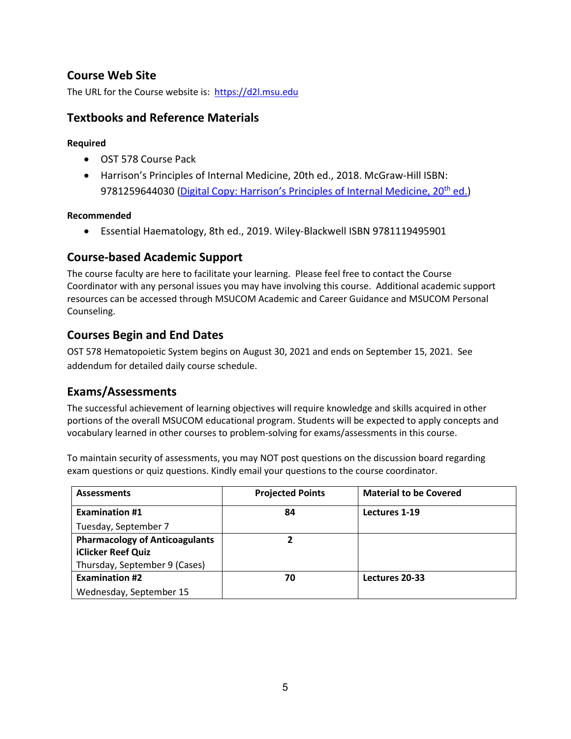## Course Web Site

The URL for the Course website is: [https://d2l.msu.edu](https://d2l.msu.edu)

## Textbooks and Reference Materials

**Required**

- OST 578 Course Pack
- Harrison's Principles of Internal Medicine, 20th ed., 2018. McGraw-Hill ISBN: 9781259644030 (Digital Copy: Harrison's Principles of Internal Medicine, 20th ed.)

**Recommended**

- Essential Haematology, 8th ed., 2019. Wiley-Blackwell ISBN 9781119495901

## Course-based Academic Support

The course faculty are here to facilitate your learning. Please feel free to contact the Course Coordinator with any personal issues you may have involving this course. Additional academic support resources can be accessed through MSUCOM Academic and Career Guidance and MSUCOM Personal Counseling.

## Courses Begin and End Dates

OST 578 Hematopoietic System begins on August 30, 2021 and ends on September 15, 2021. See addendum for detailed daily course schedule.

## Exams/Assessments

The successful achievement of learning objectives will require knowledge and skills acquired in other portions of the overall MSUCOM educational program. Students will be expected to apply concepts and vocabulary learned in other courses to problem-solving for exams/assessments in this course.

To maintain security of assessments, you may NOT post questions on the discussion board regarding exam questions or quiz questions. Kindly email your questions to the course coordinator.

| Assessments | Projected Points | Material to be Covered |
|---|---|---|
| **Examination #1**<br>Tuesday, September 7 | **84** | **Lectures 1-19** |
| **Pharmacology of Anticoagulants iClicker Reef Quiz**<br>Thursday, September 9 (Cases) | **2** | |
| **Examination #2**<br>Wednesday, September 15 | **70** | **Lectures 20-33** |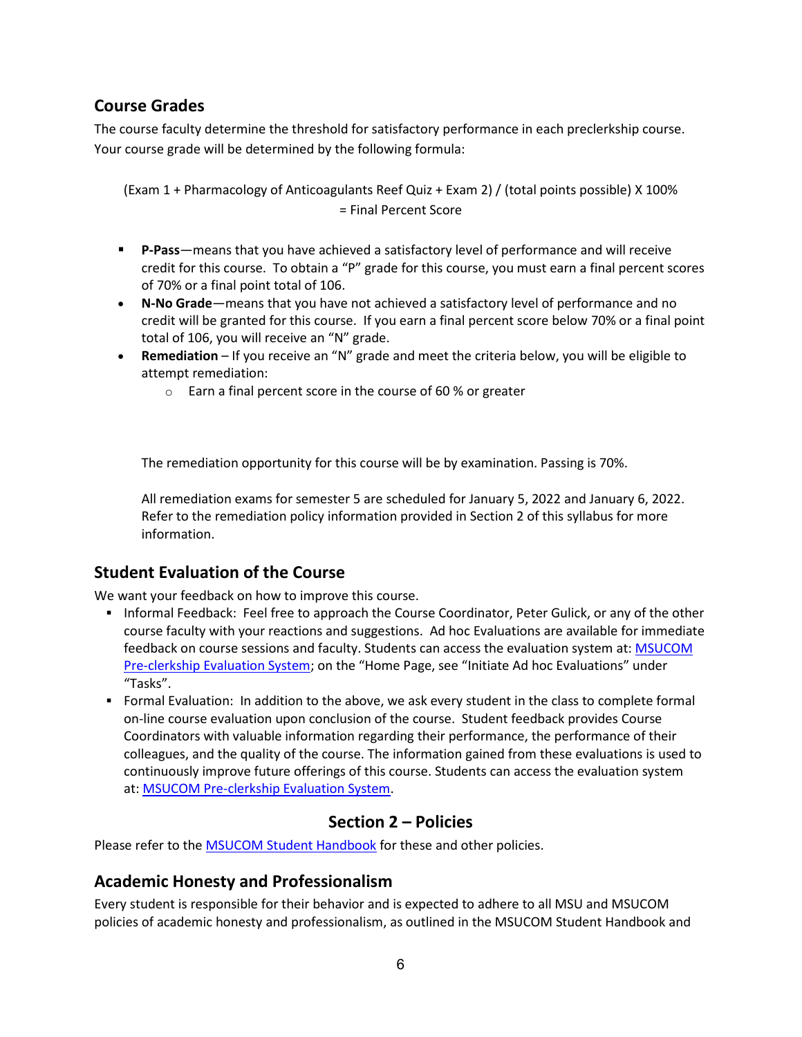## Course Grades

The course faculty determine the threshold for satisfactory performance in each preclerkship course. Your course grade will be determined by the following formula:

(Exam 1 + Pharmacology of Anticoagulants Reef Quiz + Exam 2) / (total points possible) X 100% = Final Percent Score

- **P-Pass**—means that you have achieved a satisfactory level of performance and will receive credit for this course. To obtain a "P" grade for this course, you must earn a final percent scores of 70% or a final point total of 106.
- **N-No Grade**—means that you have not achieved a satisfactory level of performance and no credit will be granted for this course. If you earn a final percent score below 70% or a final point total of 106, you will receive an "N" grade.
- **Remediation** – If you receive an "N" grade and meet the criteria below, you will be eligible to attempt remediation:
  - Earn a final percent score in the course of 60 % or greater

  The remediation opportunity for this course will be by examination. Passing is 70%.

  All remediation exams for semester 5 are scheduled for January 5, 2022 and January 6, 2022. Refer to the remediation policy information provided in Section 2 of this syllabus for more information.

## Student Evaluation of the Course

We want your feedback on how to improve this course.

- Informal Feedback: Feel free to approach the Course Coordinator, Peter Gulick, or any of the other course faculty with your reactions and suggestions. Ad hoc Evaluations are available for immediate feedback on course sessions and faculty. Students can access the evaluation system at: MSUCOM Pre-clerkship Evaluation System; on the "Home Page, see "Initiate Ad hoc Evaluations" under "Tasks".
- Formal Evaluation: In addition to the above, we ask every student in the class to complete formal on-line course evaluation upon conclusion of the course. Student feedback provides Course Coordinators with valuable information regarding their performance, the performance of their colleagues, and the quality of the course. The information gained from these evaluations is used to continuously improve future offerings of this course. Students can access the evaluation system at: MSUCOM Pre-clerkship Evaluation System.

## Section 2 – Policies

Please refer to the MSUCOM Student Handbook for these and other policies.

## Academic Honesty and Professionalism

Every student is responsible for their behavior and is expected to adhere to all MSU and MSUCOM policies of academic honesty and professionalism, as outlined in the MSUCOM Student Handbook and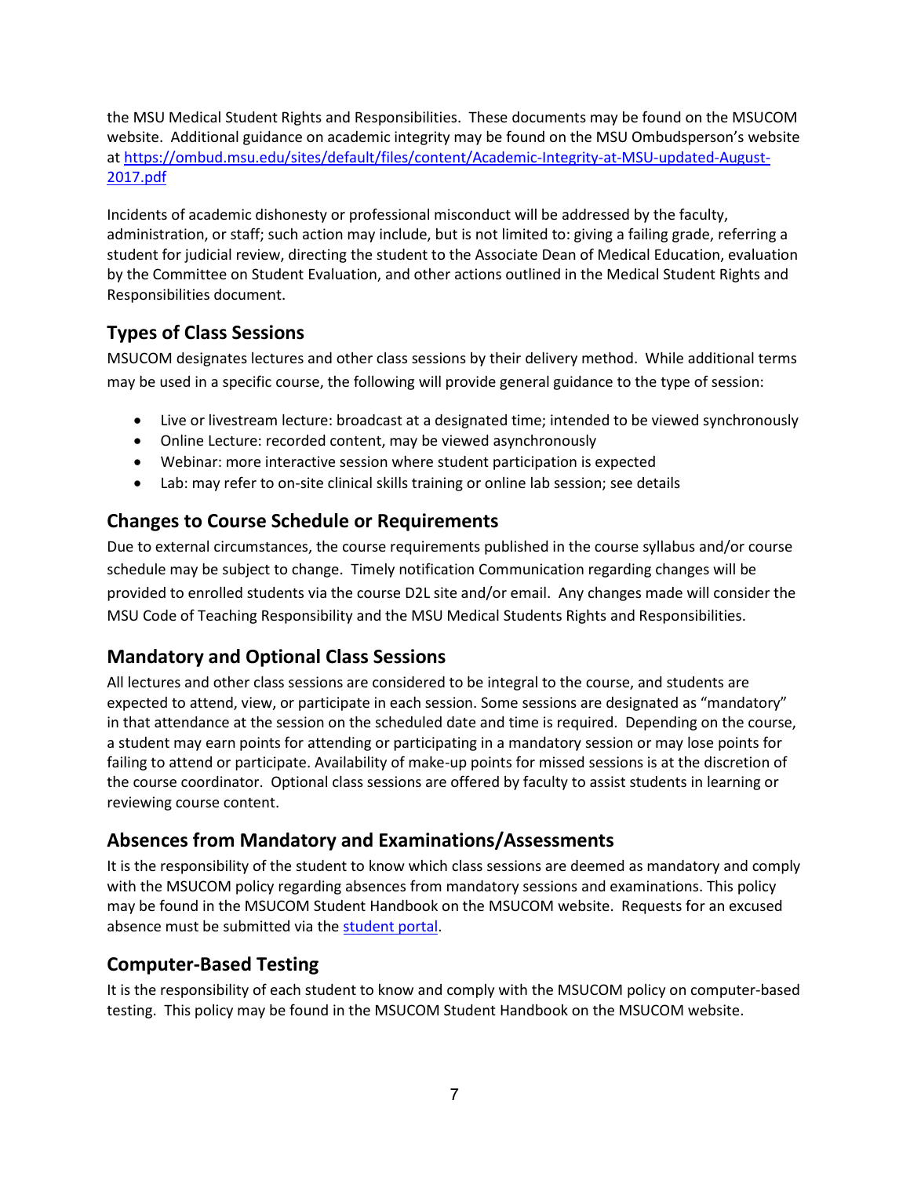the MSU Medical Student Rights and Responsibilities. These documents may be found on the MSUCOM website. Additional guidance on academic integrity may be found on the MSU Ombudsperson's website at [https://ombud.msu.edu/sites/default/files/content/Academic-Integrity-at-MSU-updated-August-2017.pdf](https://ombud.msu.edu/sites/default/files/content/Academic-Integrity-at-MSU-updated-August-2017.pdf)

Incidents of academic dishonesty or professional misconduct will be addressed by the faculty, administration, or staff; such action may include, but is not limited to: giving a failing grade, referring a student for judicial review, directing the student to the Associate Dean of Medical Education, evaluation by the Committee on Student Evaluation, and other actions outlined in the Medical Student Rights and Responsibilities document.

## Types of Class Sessions

MSUCOM designates lectures and other class sessions by their delivery method. While additional terms may be used in a specific course, the following will provide general guidance to the type of session:

- Live or livestream lecture: broadcast at a designated time; intended to be viewed synchronously
- Online Lecture: recorded content, may be viewed asynchronously
- Webinar: more interactive session where student participation is expected
- Lab: may refer to on-site clinical skills training or online lab session; see details

## Changes to Course Schedule or Requirements

Due to external circumstances, the course requirements published in the course syllabus and/or course schedule may be subject to change. Timely notification Communication regarding changes will be provided to enrolled students via the course D2L site and/or email. Any changes made will consider the MSU Code of Teaching Responsibility and the MSU Medical Students Rights and Responsibilities.

## Mandatory and Optional Class Sessions

All lectures and other class sessions are considered to be integral to the course, and students are expected to attend, view, or participate in each session. Some sessions are designated as "mandatory" in that attendance at the session on the scheduled date and time is required. Depending on the course, a student may earn points for attending or participating in a mandatory session or may lose points for failing to attend or participate. Availability of make-up points for missed sessions is at the discretion of the course coordinator. Optional class sessions are offered by faculty to assist students in learning or reviewing course content.

## Absences from Mandatory and Examinations/Assessments

It is the responsibility of the student to know which class sessions are deemed as mandatory and comply with the MSUCOM policy regarding absences from mandatory sessions and examinations. This policy may be found in the MSUCOM Student Handbook on the MSUCOM website. Requests for an excused absence must be submitted via the student portal.

## Computer-Based Testing

It is the responsibility of each student to know and comply with the MSUCOM policy on computer-based testing. This policy may be found in the MSUCOM Student Handbook on the MSUCOM website.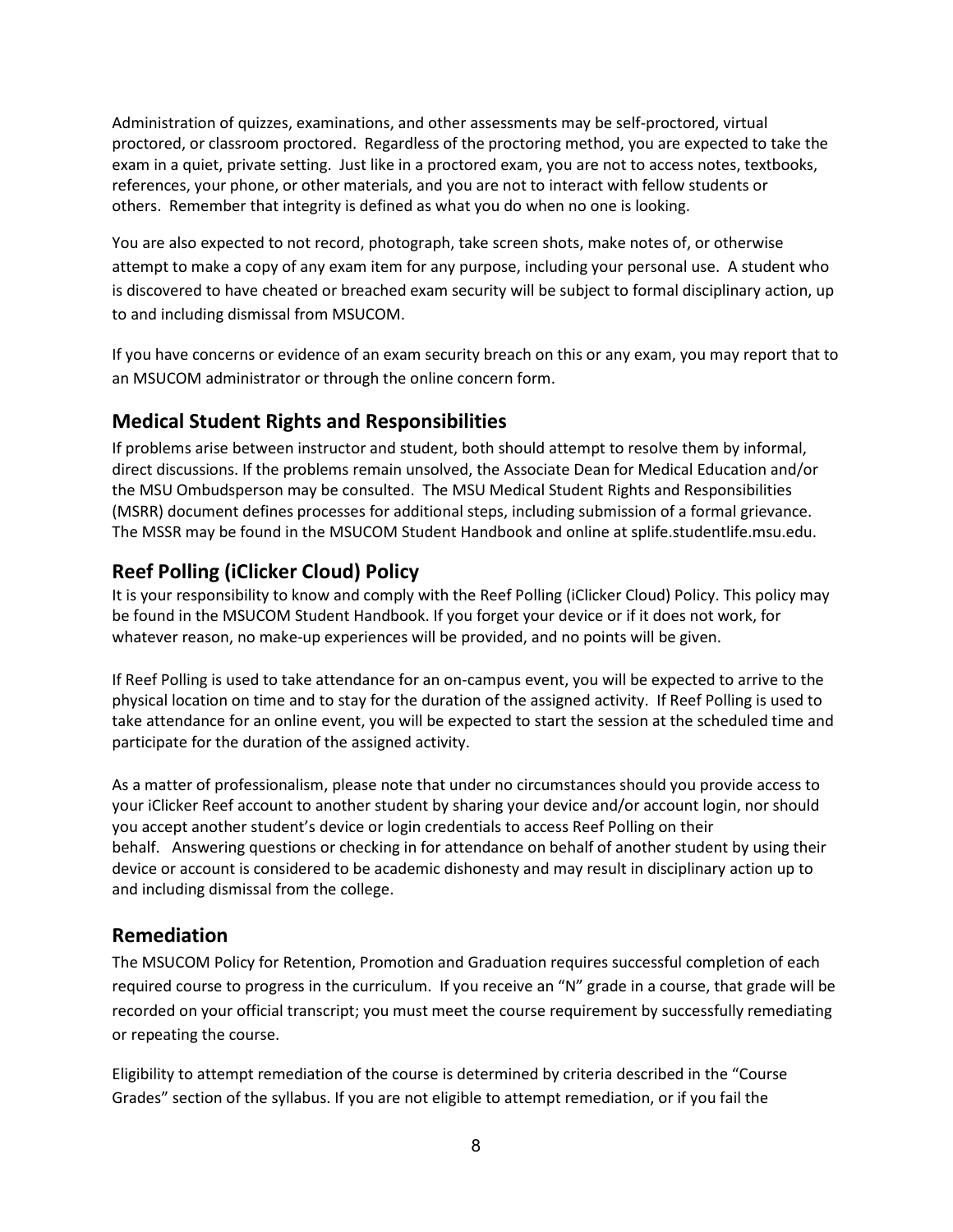Administration of quizzes, examinations, and other assessments may be self-proctored, virtual proctored, or classroom proctored. Regardless of the proctoring method, you are expected to take the exam in a quiet, private setting. Just like in a proctored exam, you are not to access notes, textbooks, references, your phone, or other materials, and you are not to interact with fellow students or others. Remember that integrity is defined as what you do when no one is looking.

You are also expected to not record, photograph, take screen shots, make notes of, or otherwise attempt to make a copy of any exam item for any purpose, including your personal use. A student who is discovered to have cheated or breached exam security will be subject to formal disciplinary action, up to and including dismissal from MSUCOM.

If you have concerns or evidence of an exam security breach on this or any exam, you may report that to an MSUCOM administrator or through the online concern form.

## Medical Student Rights and Responsibilities

If problems arise between instructor and student, both should attempt to resolve them by informal, direct discussions. If the problems remain unsolved, the Associate Dean for Medical Education and/or the MSU Ombudsperson may be consulted. The MSU Medical Student Rights and Responsibilities (MSRR) document defines processes for additional steps, including submission of a formal grievance. The MSSR may be found in the MSUCOM Student Handbook and online at splife.studentlife.msu.edu.

## Reef Polling (iClicker Cloud) Policy

It is your responsibility to know and comply with the Reef Polling (iClicker Cloud) Policy. This policy may be found in the MSUCOM Student Handbook. If you forget your device or if it does not work, for whatever reason, no make-up experiences will be provided, and no points will be given.

If Reef Polling is used to take attendance for an on-campus event, you will be expected to arrive to the physical location on time and to stay for the duration of the assigned activity. If Reef Polling is used to take attendance for an online event, you will be expected to start the session at the scheduled time and participate for the duration of the assigned activity.

As a matter of professionalism, please note that under no circumstances should you provide access to your iClicker Reef account to another student by sharing your device and/or account login, nor should you accept another student's device or login credentials to access Reef Polling on their behalf. Answering questions or checking in for attendance on behalf of another student by using their device or account is considered to be academic dishonesty and may result in disciplinary action up to and including dismissal from the college.

## Remediation

The MSUCOM Policy for Retention, Promotion and Graduation requires successful completion of each required course to progress in the curriculum. If you receive an "N" grade in a course, that grade will be recorded on your official transcript; you must meet the course requirement by successfully remediating or repeating the course.

Eligibility to attempt remediation of the course is determined by criteria described in the "Course Grades" section of the syllabus. If you are not eligible to attempt remediation, or if you fail the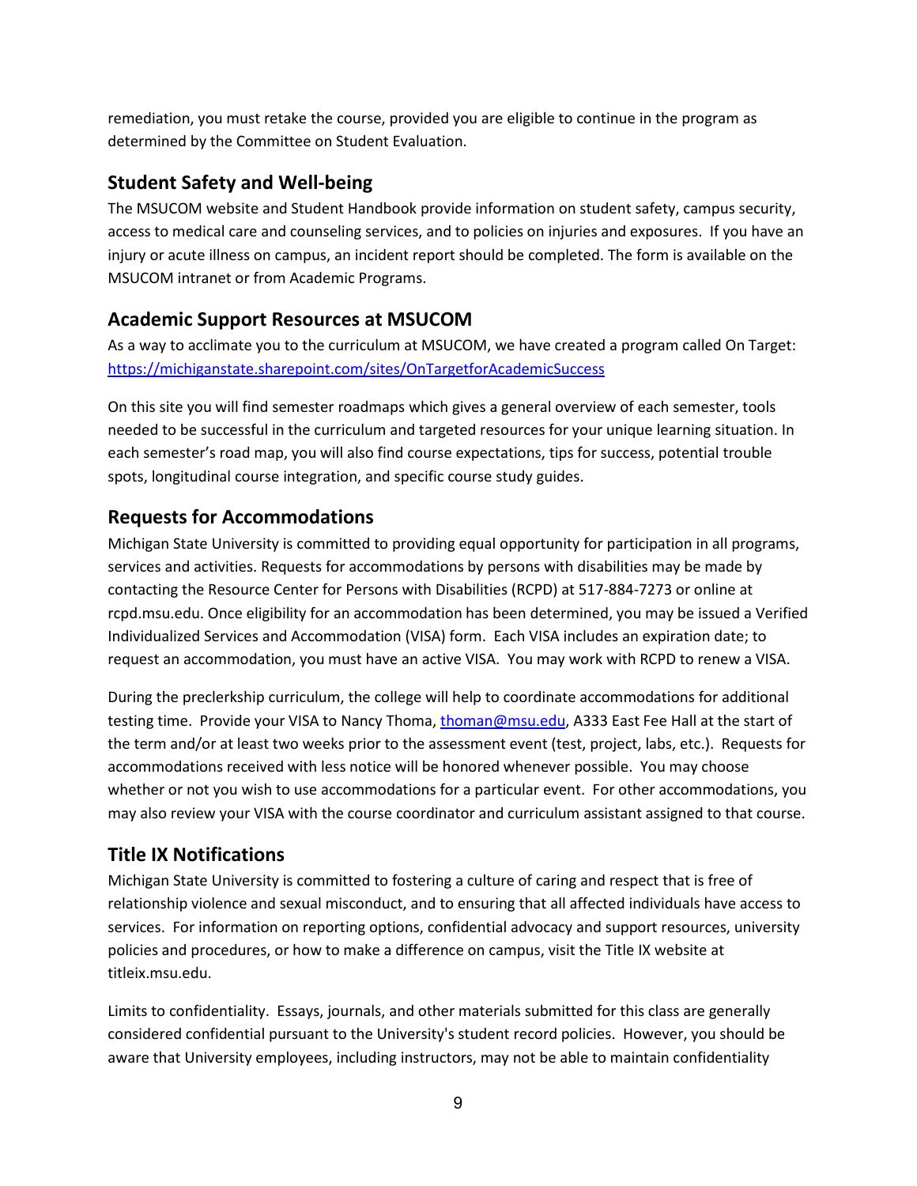remediation, you must retake the course, provided you are eligible to continue in the program as determined by the Committee on Student Evaluation.

## Student Safety and Well-being

The MSUCOM website and Student Handbook provide information on student safety, campus security, access to medical care and counseling services, and to policies on injuries and exposures. If you have an injury or acute illness on campus, an incident report should be completed. The form is available on the MSUCOM intranet or from Academic Programs.

## Academic Support Resources at MSUCOM

As a way to acclimate you to the curriculum at MSUCOM, we have created a program called On Target: https://michiganstate.sharepoint.com/sites/OnTargetforAcademicSuccess

On this site you will find semester roadmaps which gives a general overview of each semester, tools needed to be successful in the curriculum and targeted resources for your unique learning situation. In each semester's road map, you will also find course expectations, tips for success, potential trouble spots, longitudinal course integration, and specific course study guides.

## Requests for Accommodations

Michigan State University is committed to providing equal opportunity for participation in all programs, services and activities. Requests for accommodations by persons with disabilities may be made by contacting the Resource Center for Persons with Disabilities (RCPD) at 517-884-7273 or online at rcpd.msu.edu. Once eligibility for an accommodation has been determined, you may be issued a Verified Individualized Services and Accommodation (VISA) form. Each VISA includes an expiration date; to request an accommodation, you must have an active VISA. You may work with RCPD to renew a VISA.

During the preclerkship curriculum, the college will help to coordinate accommodations for additional testing time. Provide your VISA to Nancy Thoma, thoman@msu.edu, A333 East Fee Hall at the start of the term and/or at least two weeks prior to the assessment event (test, project, labs, etc.). Requests for accommodations received with less notice will be honored whenever possible. You may choose whether or not you wish to use accommodations for a particular event. For other accommodations, you may also review your VISA with the course coordinator and curriculum assistant assigned to that course.

## Title IX Notifications

Michigan State University is committed to fostering a culture of caring and respect that is free of relationship violence and sexual misconduct, and to ensuring that all affected individuals have access to services. For information on reporting options, confidential advocacy and support resources, university policies and procedures, or how to make a difference on campus, visit the Title IX website at titleix.msu.edu.

Limits to confidentiality. Essays, journals, and other materials submitted for this class are generally considered confidential pursuant to the University's student record policies. However, you should be aware that University employees, including instructors, may not be able to maintain confidentiality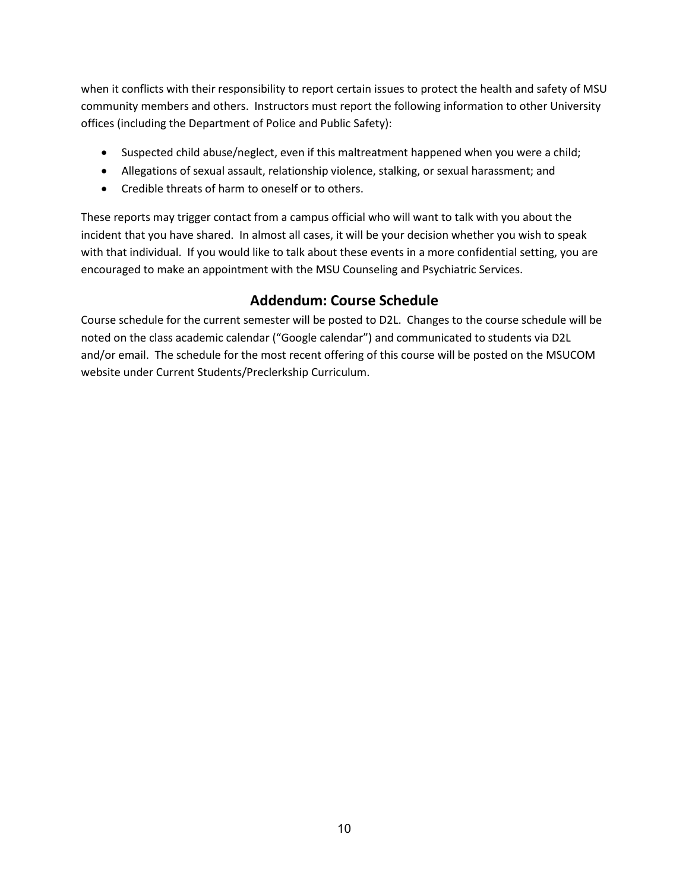when it conflicts with their responsibility to report certain issues to protect the health and safety of MSU community members and others. Instructors must report the following information to other University offices (including the Department of Police and Public Safety):

- Suspected child abuse/neglect, even if this maltreatment happened when you were a child;
- Allegations of sexual assault, relationship violence, stalking, or sexual harassment; and
- Credible threats of harm to oneself or to others.

These reports may trigger contact from a campus official who will want to talk with you about the incident that you have shared. In almost all cases, it will be your decision whether you wish to speak with that individual. If you would like to talk about these events in a more confidential setting, you are encouraged to make an appointment with the MSU Counseling and Psychiatric Services.

## Addendum: Course Schedule

Course schedule for the current semester will be posted to D2L. Changes to the course schedule will be noted on the class academic calendar ("Google calendar") and communicated to students via D2L and/or email. The schedule for the most recent offering of this course will be posted on the MSUCOM website under Current Students/Preclerkship Curriculum.